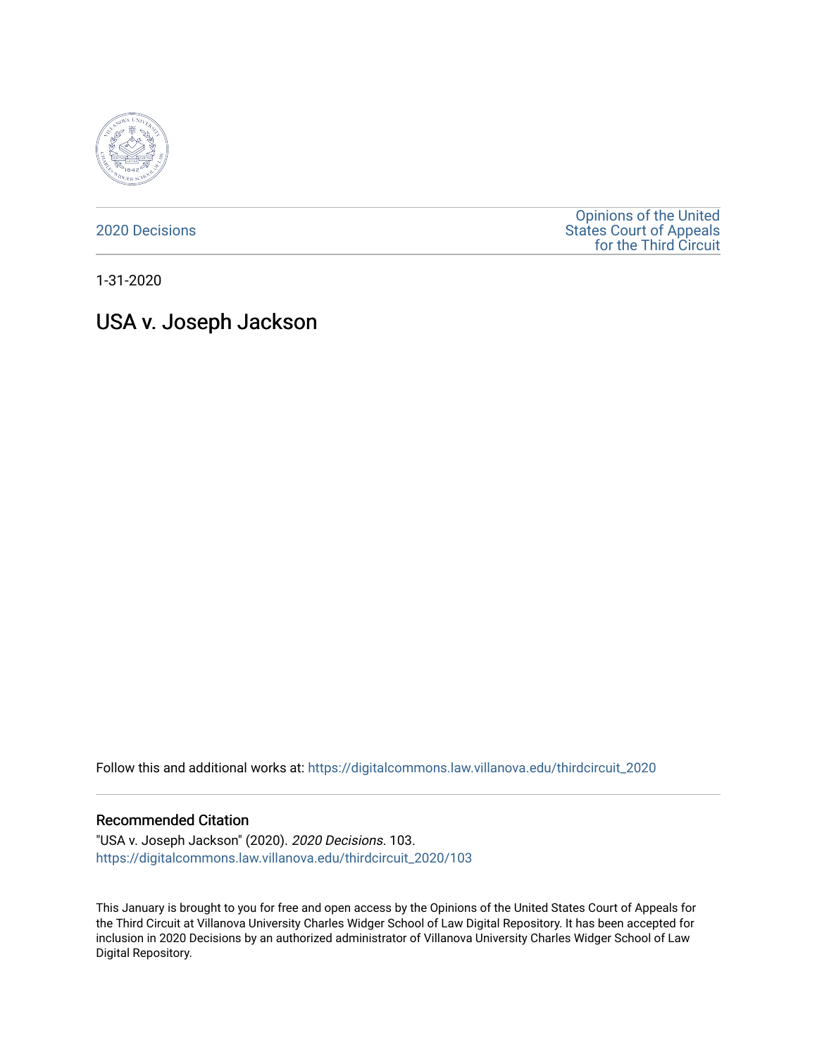2020 Decisions

Opinions of the United States Court of Appeals for the Third Circuit

1-31-2020

# USA v. Joseph Jackson

Follow this and additional works at: https://digitalcommons.law.villanova.edu/thirdcircuit_2020

## Recommended Citation

"USA v. Joseph Jackson" (2020). *2020 Decisions*. 103.
https://digitalcommons.law.villanova.edu/thirdcircuit_2020/103

This January is brought to you for free and open access by the Opinions of the United States Court of Appeals for the Third Circuit at Villanova University Charles Widger School of Law Digital Repository. It has been accepted for inclusion in 2020 Decisions by an authorized administrator of Villanova University Charles Widger School of Law Digital Repository.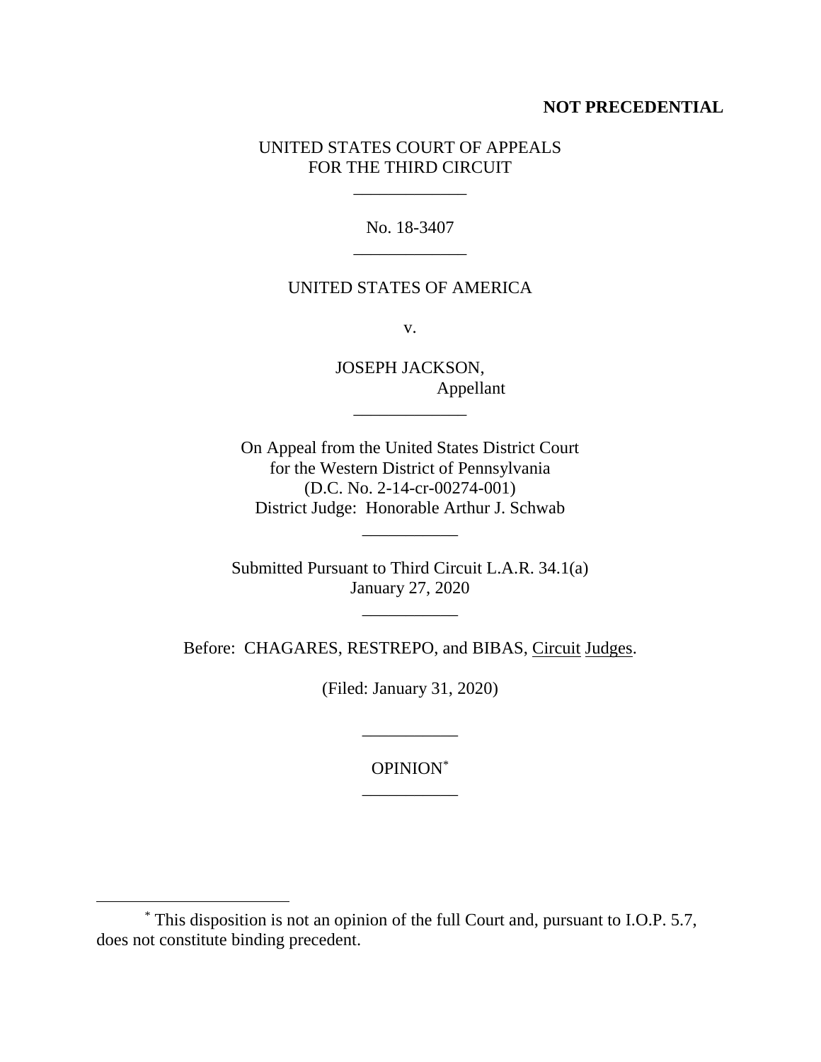**NOT PRECEDENTIAL**

UNITED STATES COURT OF APPEALS
FOR THE THIRD CIRCUIT

\_\_\_\_\_\_\_\_\_\_\_\_\_

No. 18-3407

\_\_\_\_\_\_\_\_\_\_\_\_\_

UNITED STATES OF AMERICA

v.

JOSEPH JACKSON,
Appellant

\_\_\_\_\_\_\_\_\_\_\_\_\_

On Appeal from the United States District Court
for the Western District of Pennsylvania
(D.C. No. 2-14-cr-00274-001)
District Judge: Honorable Arthur J. Schwab

\_\_\_\_\_\_\_\_\_\_\_

Submitted Pursuant to Third Circuit L.A.R. 34.1(a)
January 27, 2020

\_\_\_\_\_\_\_\_\_\_\_

Before: CHAGARES, RESTREPO, and BIBAS, Circuit Judges.

(Filed: January 31, 2020)

\_\_\_\_\_\_\_\_\_\_\_

OPINION[*]

\_\_\_\_\_\_\_\_\_\_\_

---

[*] This disposition is not an opinion of the full Court and, pursuant to I.O.P. 5.7, does not constitute binding precedent.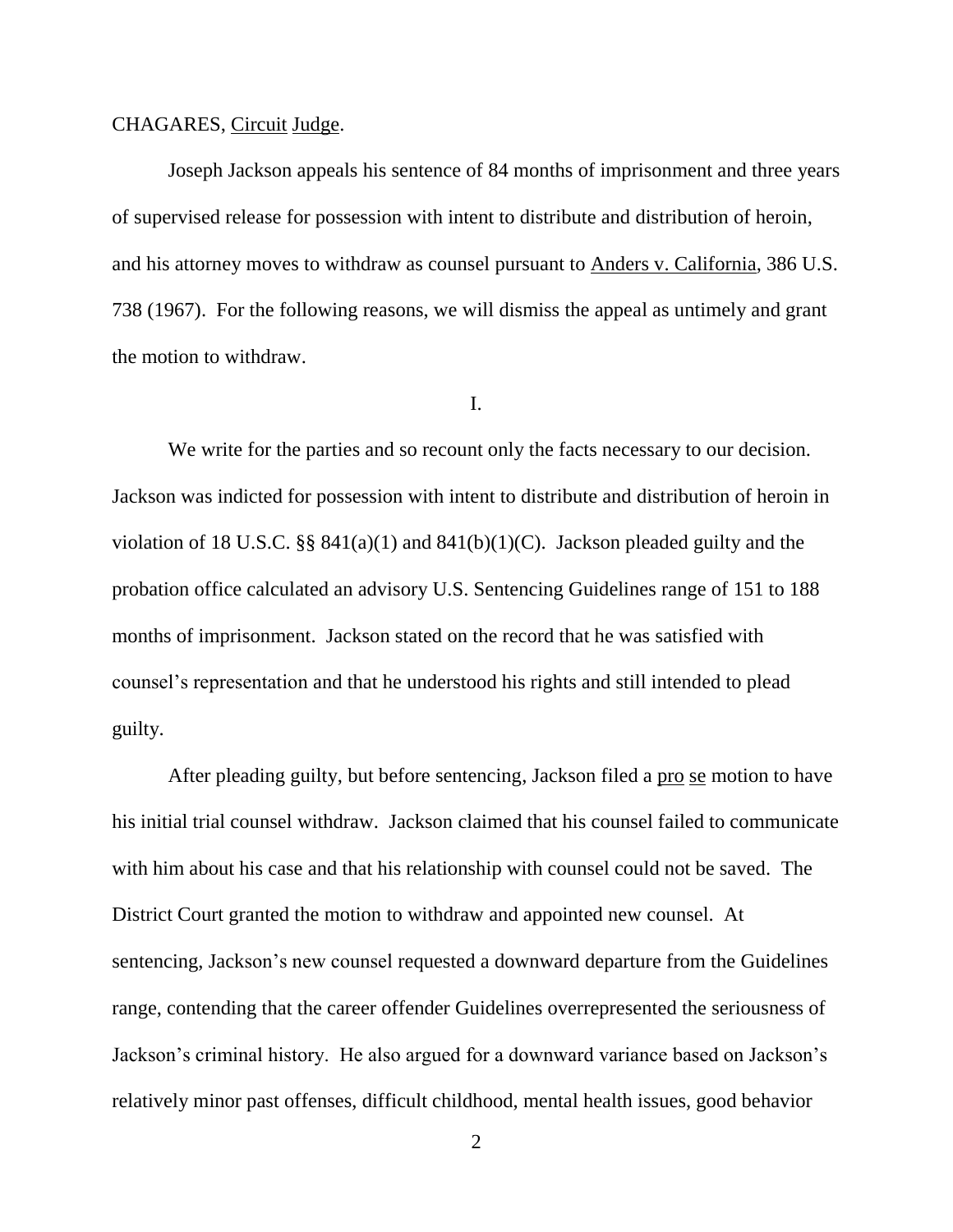CHAGARES, Circuit Judge.

Joseph Jackson appeals his sentence of 84 months of imprisonment and three years of supervised release for possession with intent to distribute and distribution of heroin, and his attorney moves to withdraw as counsel pursuant to Anders v. California, 386 U.S. 738 (1967). For the following reasons, we will dismiss the appeal as untimely and grant the motion to withdraw.

I.

We write for the parties and so recount only the facts necessary to our decision. Jackson was indicted for possession with intent to distribute and distribution of heroin in violation of 18 U.S.C. §§ 841(a)(1) and 841(b)(1)(C). Jackson pleaded guilty and the probation office calculated an advisory U.S. Sentencing Guidelines range of 151 to 188 months of imprisonment. Jackson stated on the record that he was satisfied with counsel's representation and that he understood his rights and still intended to plead guilty.

After pleading guilty, but before sentencing, Jackson filed a pro se motion to have his initial trial counsel withdraw. Jackson claimed that his counsel failed to communicate with him about his case and that his relationship with counsel could not be saved. The District Court granted the motion to withdraw and appointed new counsel. At sentencing, Jackson's new counsel requested a downward departure from the Guidelines range, contending that the career offender Guidelines overrepresented the seriousness of Jackson's criminal history. He also argued for a downward variance based on Jackson's relatively minor past offenses, difficult childhood, mental health issues, good behavior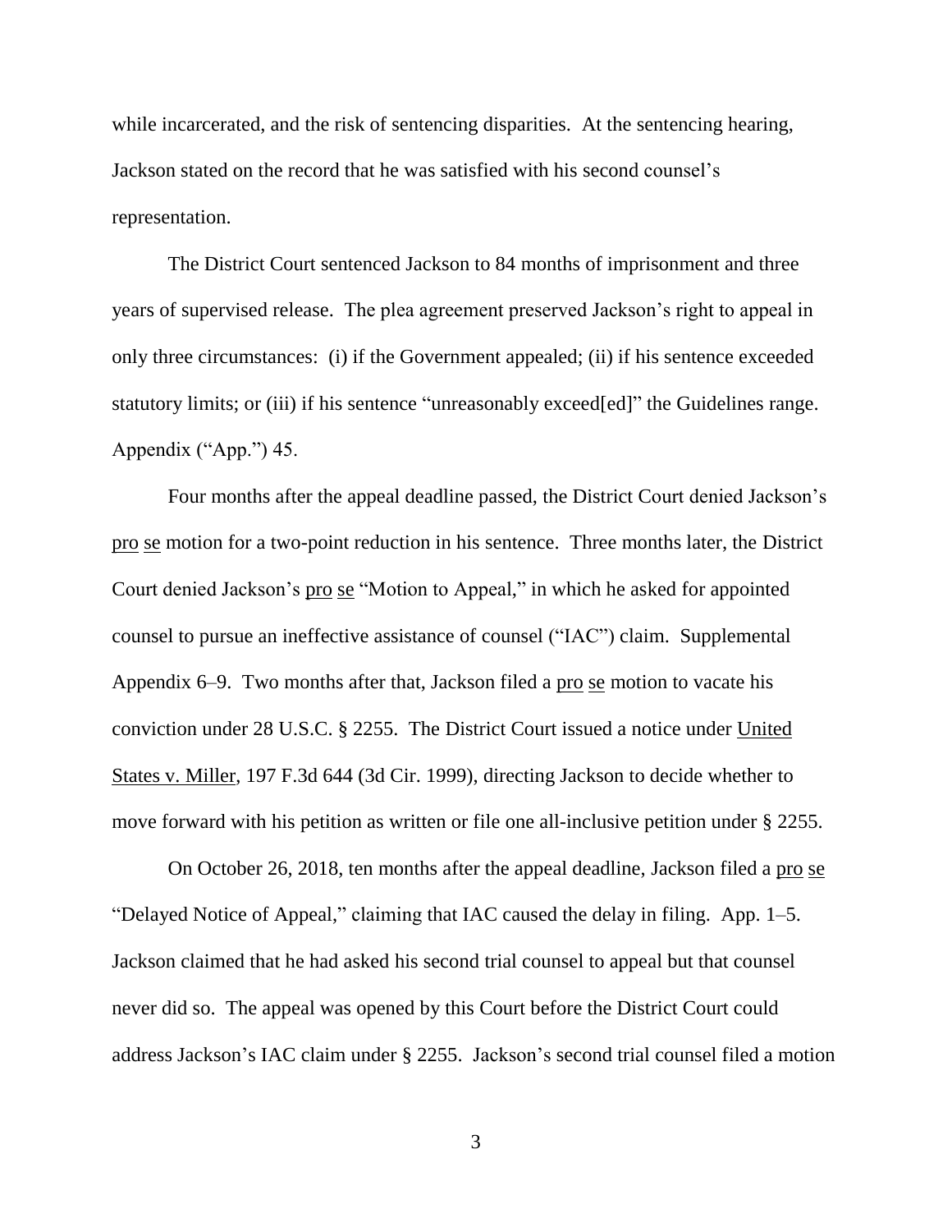while incarcerated, and the risk of sentencing disparities. At the sentencing hearing, Jackson stated on the record that he was satisfied with his second counsel's representation.

The District Court sentenced Jackson to 84 months of imprisonment and three years of supervised release. The plea agreement preserved Jackson's right to appeal in only three circumstances: (i) if the Government appealed; (ii) if his sentence exceeded statutory limits; or (iii) if his sentence "unreasonably exceed[ed]" the Guidelines range. Appendix ("App.") 45.

Four months after the appeal deadline passed, the District Court denied Jackson's pro se motion for a two-point reduction in his sentence. Three months later, the District Court denied Jackson's pro se "Motion to Appeal," in which he asked for appointed counsel to pursue an ineffective assistance of counsel ("IAC") claim. Supplemental Appendix 6–9. Two months after that, Jackson filed a pro se motion to vacate his conviction under 28 U.S.C. § 2255. The District Court issued a notice under United States v. Miller, 197 F.3d 644 (3d Cir. 1999), directing Jackson to decide whether to move forward with his petition as written or file one all-inclusive petition under § 2255.

On October 26, 2018, ten months after the appeal deadline, Jackson filed a pro se "Delayed Notice of Appeal," claiming that IAC caused the delay in filing. App. 1–5. Jackson claimed that he had asked his second trial counsel to appeal but that counsel never did so. The appeal was opened by this Court before the District Court could address Jackson's IAC claim under § 2255. Jackson's second trial counsel filed a motion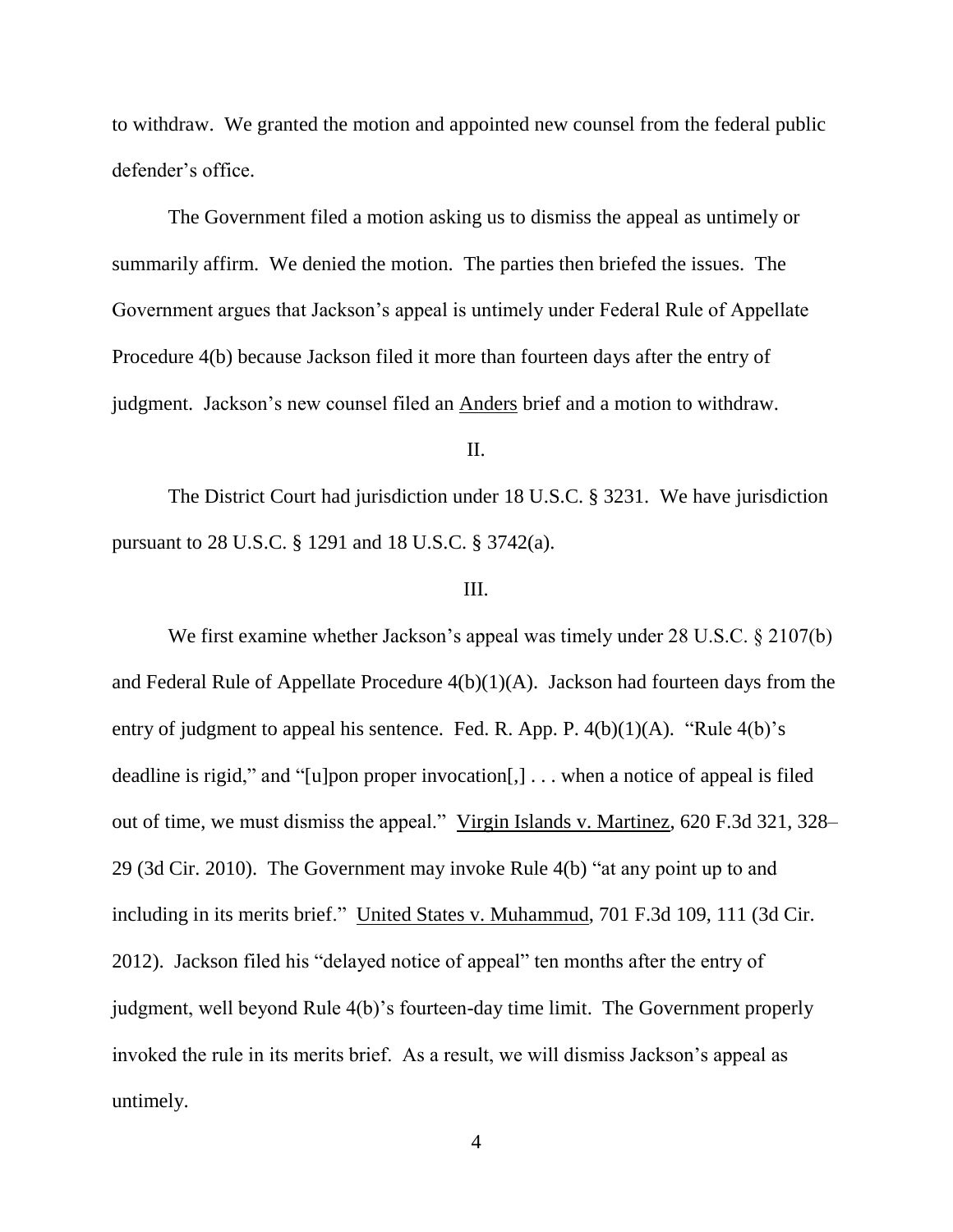to withdraw. We granted the motion and appointed new counsel from the federal public defender's office.

The Government filed a motion asking us to dismiss the appeal as untimely or summarily affirm. We denied the motion. The parties then briefed the issues. The Government argues that Jackson's appeal is untimely under Federal Rule of Appellate Procedure 4(b) because Jackson filed it more than fourteen days after the entry of judgment. Jackson's new counsel filed an Anders brief and a motion to withdraw.

## II.

The District Court had jurisdiction under 18 U.S.C. § 3231. We have jurisdiction pursuant to 28 U.S.C. § 1291 and 18 U.S.C. § 3742(a).

## III.

We first examine whether Jackson's appeal was timely under 28 U.S.C. § 2107(b) and Federal Rule of Appellate Procedure 4(b)(1)(A). Jackson had fourteen days from the entry of judgment to appeal his sentence. Fed. R. App. P. 4(b)(1)(A). "Rule 4(b)'s deadline is rigid," and "[u]pon proper invocation[,] . . . when a notice of appeal is filed out of time, we must dismiss the appeal." Virgin Islands v. Martinez, 620 F.3d 321, 328–29 (3d Cir. 2010). The Government may invoke Rule 4(b) "at any point up to and including in its merits brief." United States v. Muhammud, 701 F.3d 109, 111 (3d Cir. 2012). Jackson filed his "delayed notice of appeal" ten months after the entry of judgment, well beyond Rule 4(b)'s fourteen-day time limit. The Government properly invoked the rule in its merits brief. As a result, we will dismiss Jackson's appeal as untimely.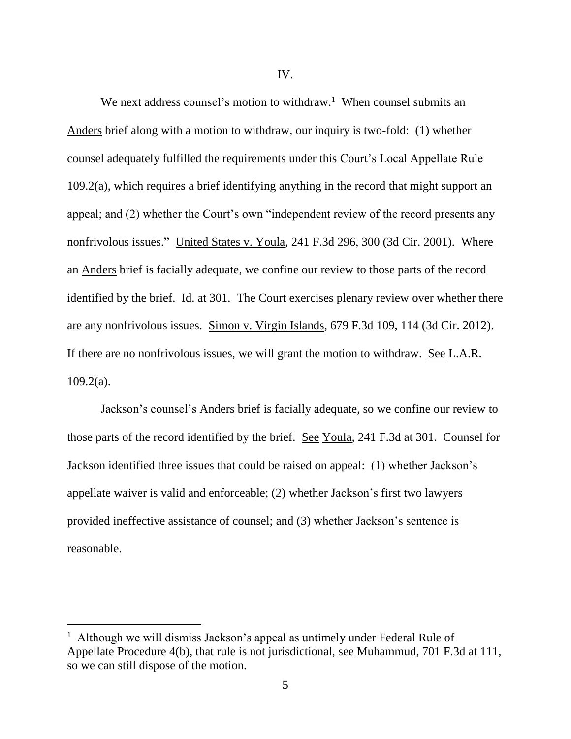IV.

We next address counsel's motion to withdraw.[1] When counsel submits an Anders brief along with a motion to withdraw, our inquiry is two-fold: (1) whether counsel adequately fulfilled the requirements under this Court's Local Appellate Rule 109.2(a), which requires a brief identifying anything in the record that might support an appeal; and (2) whether the Court's own "independent review of the record presents any nonfrivolous issues." United States v. Youla, 241 F.3d 296, 300 (3d Cir. 2001). Where an Anders brief is facially adequate, we confine our review to those parts of the record identified by the brief. Id. at 301. The Court exercises plenary review over whether there are any nonfrivolous issues. Simon v. Virgin Islands, 679 F.3d 109, 114 (3d Cir. 2012). If there are no nonfrivolous issues, we will grant the motion to withdraw. See L.A.R. 109.2(a).

Jackson's counsel's Anders brief is facially adequate, so we confine our review to those parts of the record identified by the brief. See Youla, 241 F.3d at 301. Counsel for Jackson identified three issues that could be raised on appeal: (1) whether Jackson's appellate waiver is valid and enforceable; (2) whether Jackson's first two lawyers provided ineffective assistance of counsel; and (3) whether Jackson's sentence is reasonable.

[1] Although we will dismiss Jackson's appeal as untimely under Federal Rule of Appellate Procedure 4(b), that rule is not jurisdictional, see Muhammud, 701 F.3d at 111, so we can still dispose of the motion.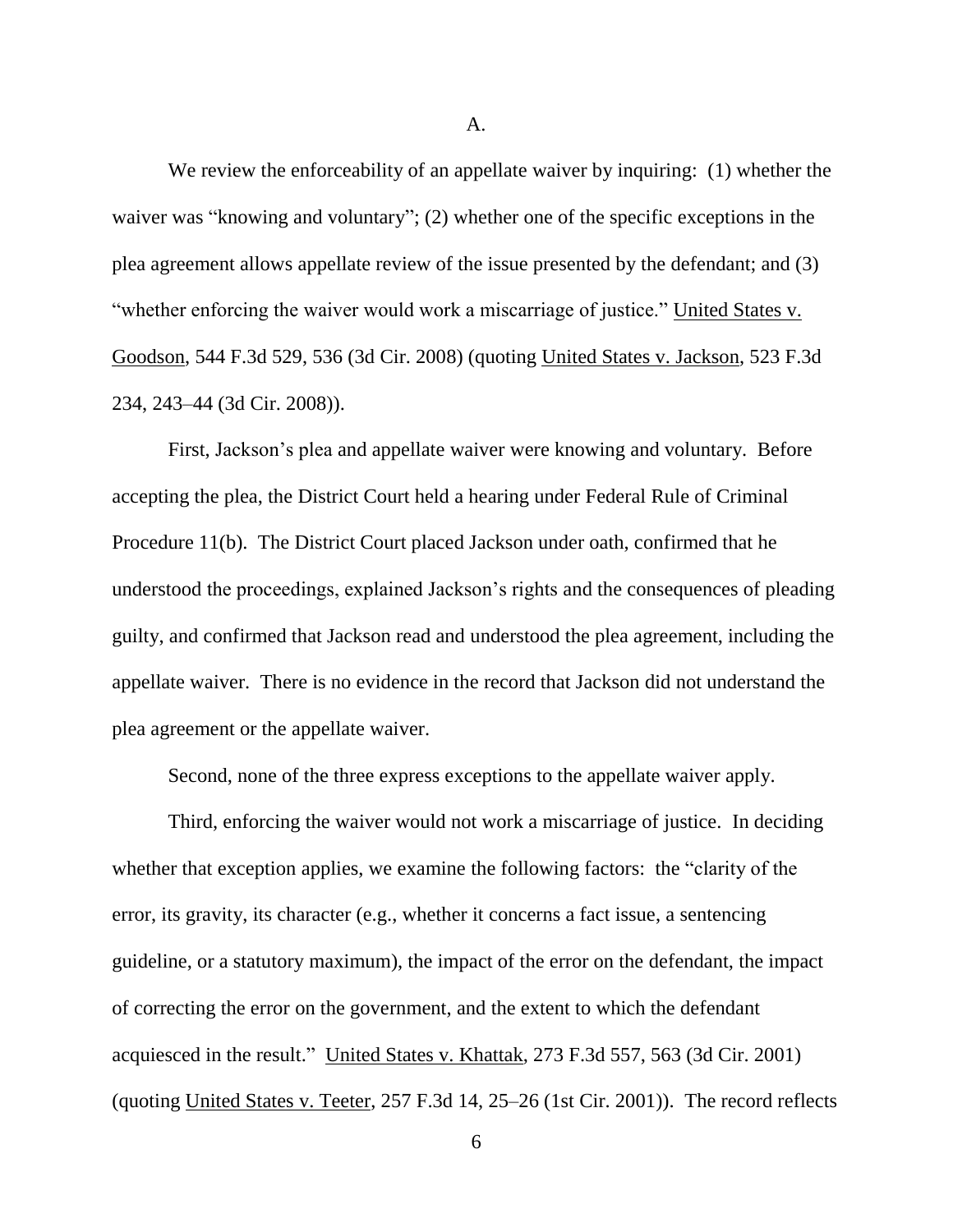A.

We review the enforceability of an appellate waiver by inquiring: (1) whether the waiver was "knowing and voluntary"; (2) whether one of the specific exceptions in the plea agreement allows appellate review of the issue presented by the defendant; and (3) "whether enforcing the waiver would work a miscarriage of justice." United States v. Goodson, 544 F.3d 529, 536 (3d Cir. 2008) (quoting United States v. Jackson, 523 F.3d 234, 243–44 (3d Cir. 2008)).

First, Jackson's plea and appellate waiver were knowing and voluntary. Before accepting the plea, the District Court held a hearing under Federal Rule of Criminal Procedure 11(b). The District Court placed Jackson under oath, confirmed that he understood the proceedings, explained Jackson's rights and the consequences of pleading guilty, and confirmed that Jackson read and understood the plea agreement, including the appellate waiver. There is no evidence in the record that Jackson did not understand the plea agreement or the appellate waiver.

Second, none of the three express exceptions to the appellate waiver apply.

Third, enforcing the waiver would not work a miscarriage of justice. In deciding whether that exception applies, we examine the following factors: the "clarity of the error, its gravity, its character (e.g., whether it concerns a fact issue, a sentencing guideline, or a statutory maximum), the impact of the error on the defendant, the impact of correcting the error on the government, and the extent to which the defendant acquiesced in the result." United States v. Khattak, 273 F.3d 557, 563 (3d Cir. 2001) (quoting United States v. Teeter, 257 F.3d 14, 25–26 (1st Cir. 2001)). The record reflects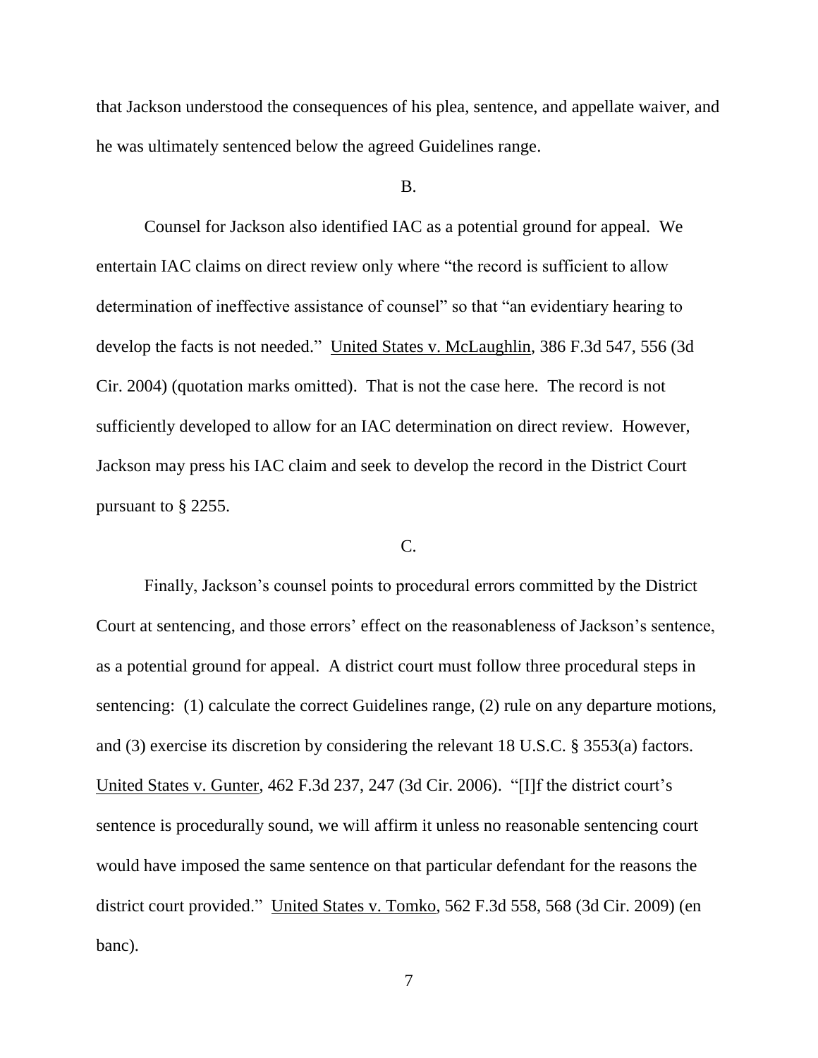that Jackson understood the consequences of his plea, sentence, and appellate waiver, and he was ultimately sentenced below the agreed Guidelines range.

B.

Counsel for Jackson also identified IAC as a potential ground for appeal. We entertain IAC claims on direct review only where "the record is sufficient to allow determination of ineffective assistance of counsel" so that "an evidentiary hearing to develop the facts is not needed." United States v. McLaughlin, 386 F.3d 547, 556 (3d Cir. 2004) (quotation marks omitted). That is not the case here. The record is not sufficiently developed to allow for an IAC determination on direct review. However, Jackson may press his IAC claim and seek to develop the record in the District Court pursuant to § 2255.

C.

Finally, Jackson's counsel points to procedural errors committed by the District Court at sentencing, and those errors' effect on the reasonableness of Jackson's sentence, as a potential ground for appeal. A district court must follow three procedural steps in sentencing: (1) calculate the correct Guidelines range, (2) rule on any departure motions, and (3) exercise its discretion by considering the relevant 18 U.S.C. § 3553(a) factors. United States v. Gunter, 462 F.3d 237, 247 (3d Cir. 2006). "[I]f the district court's sentence is procedurally sound, we will affirm it unless no reasonable sentencing court would have imposed the same sentence on that particular defendant for the reasons the district court provided." United States v. Tomko, 562 F.3d 558, 568 (3d Cir. 2009) (en banc).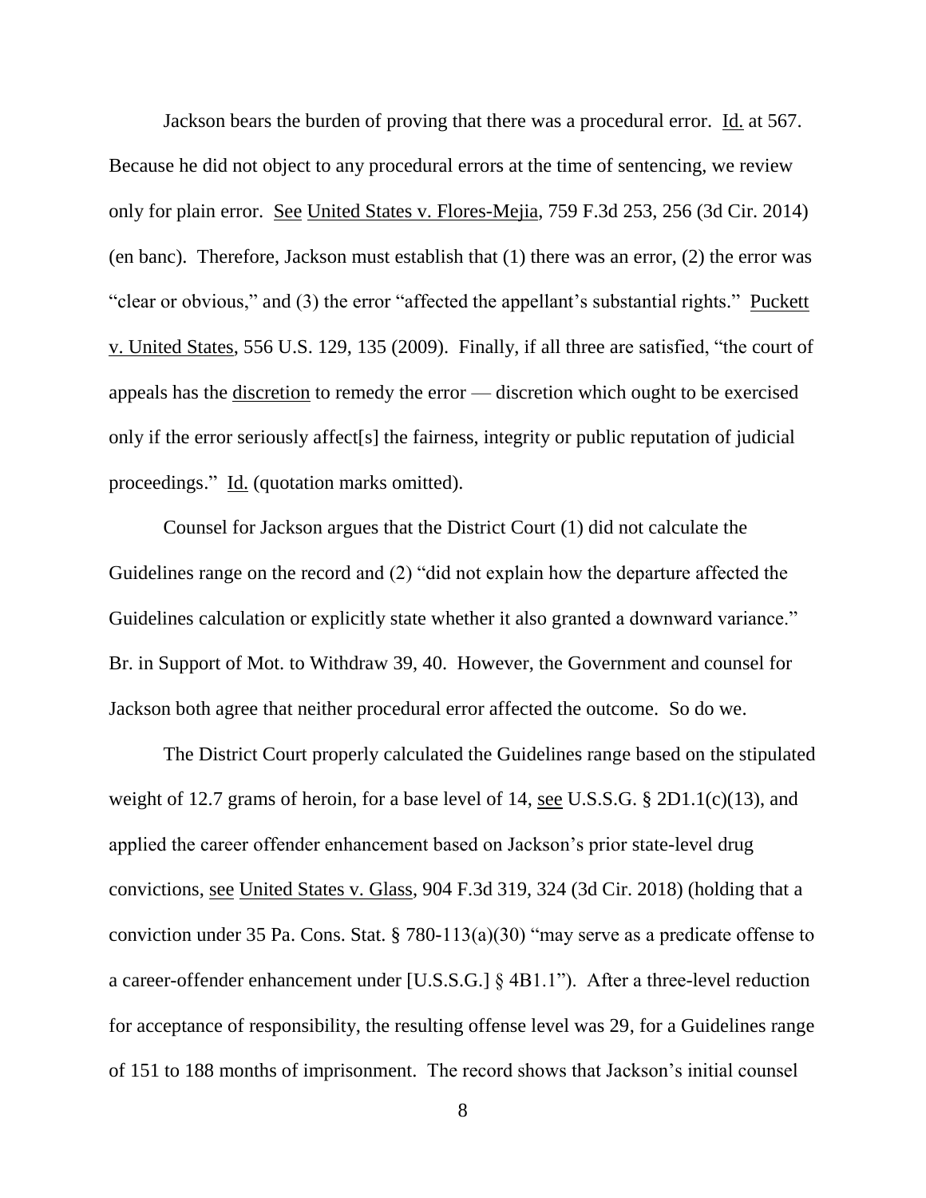Jackson bears the burden of proving that there was a procedural error. Id. at 567. Because he did not object to any procedural errors at the time of sentencing, we review only for plain error. See United States v. Flores-Mejia, 759 F.3d 253, 256 (3d Cir. 2014) (en banc). Therefore, Jackson must establish that (1) there was an error, (2) the error was "clear or obvious," and (3) the error "affected the appellant's substantial rights." Puckett v. United States, 556 U.S. 129, 135 (2009). Finally, if all three are satisfied, "the court of appeals has the discretion to remedy the error — discretion which ought to be exercised only if the error seriously affect[s] the fairness, integrity or public reputation of judicial proceedings." Id. (quotation marks omitted).

Counsel for Jackson argues that the District Court (1) did not calculate the Guidelines range on the record and (2) "did not explain how the departure affected the Guidelines calculation or explicitly state whether it also granted a downward variance." Br. in Support of Mot. to Withdraw 39, 40. However, the Government and counsel for Jackson both agree that neither procedural error affected the outcome. So do we.

The District Court properly calculated the Guidelines range based on the stipulated weight of 12.7 grams of heroin, for a base level of 14, see U.S.S.G. § 2D1.1(c)(13), and applied the career offender enhancement based on Jackson's prior state-level drug convictions, see United States v. Glass, 904 F.3d 319, 324 (3d Cir. 2018) (holding that a conviction under 35 Pa. Cons. Stat. § 780-113(a)(30) "may serve as a predicate offense to a career-offender enhancement under [U.S.S.G.] § 4B1.1"). After a three-level reduction for acceptance of responsibility, the resulting offense level was 29, for a Guidelines range of 151 to 188 months of imprisonment. The record shows that Jackson's initial counsel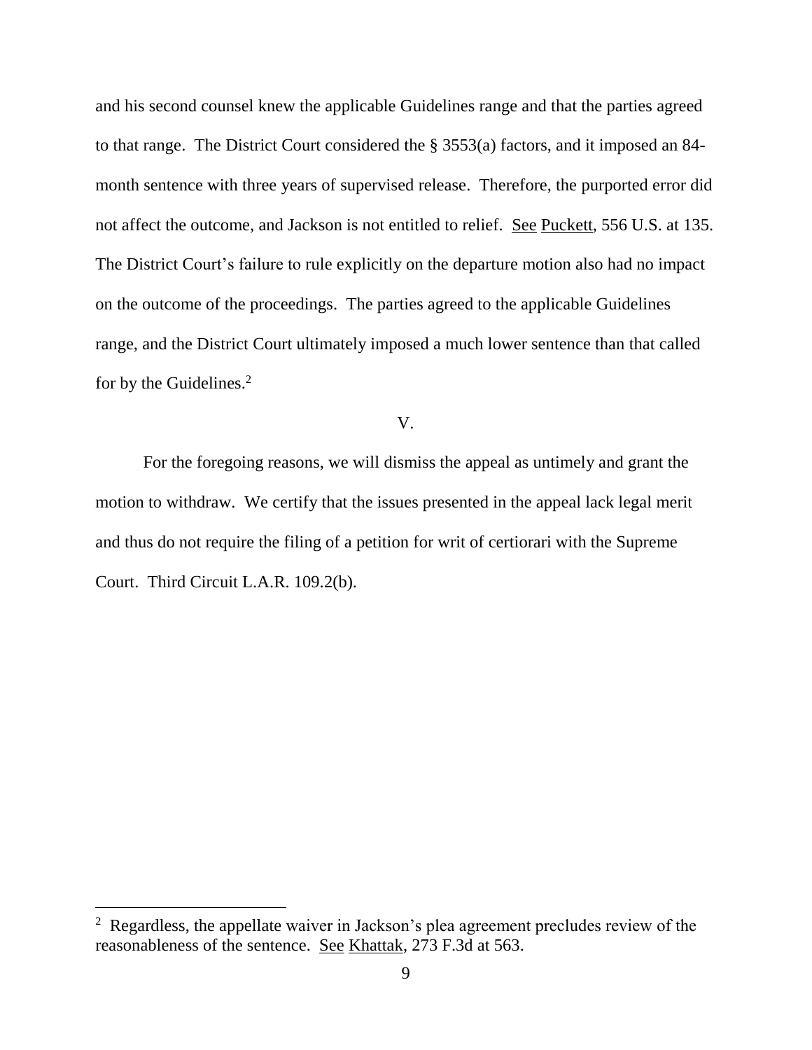and his second counsel knew the applicable Guidelines range and that the parties agreed to that range. The District Court considered the § 3553(a) factors, and it imposed an 84-month sentence with three years of supervised release. Therefore, the purported error did not affect the outcome, and Jackson is not entitled to relief. See Puckett, 556 U.S. at 135. The District Court's failure to rule explicitly on the departure motion also had no impact on the outcome of the proceedings. The parties agreed to the applicable Guidelines range, and the District Court ultimately imposed a much lower sentence than that called for by the Guidelines.[2]

## V.

For the foregoing reasons, we will dismiss the appeal as untimely and grant the motion to withdraw. We certify that the issues presented in the appeal lack legal merit and thus do not require the filing of a petition for writ of certiorari with the Supreme Court. Third Circuit L.A.R. 109.2(b).

---

[2] Regardless, the appellate waiver in Jackson's plea agreement precludes review of the reasonableness of the sentence. See Khattak, 273 F.3d at 563.